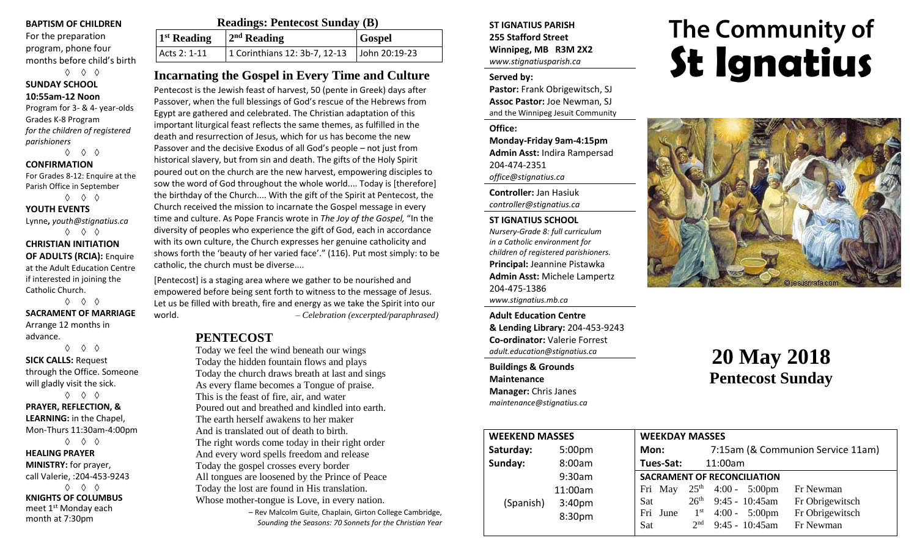**BAPTISM OF CHILDREN**
For the preparation program, phone four months before child's birth

◊ ◊ ◊

**SUNDAY SCHOOL**
**10:55am-12 Noon**
Program for 3- & 4- year-olds
Grades K-8 Program
*for the children of registered parishioners*

◊ ◊ ◊

**CONFIRMATION**
For Grades 8-12: Enquire at the Parish Office in September

◊ ◊ ◊

**YOUTH EVENTS**
Lynne**,** *youth@stignatius.ca*

◊ ◊ ◊

**CHRISTIAN INITIATION OF ADULTS (RCIA):** Enquire at the Adult Education Centre if interested in joining the Catholic Church.

◊ ◊ ◊

**SACRAMENT OF MARRIAGE**
Arrange 12 months in advance.

◊ ◊ ◊

**SICK CALLS:** Request through the Office. Someone will gladly visit the sick.

◊ ◊ ◊

**PRAYER, REFLECTION, & LEARNING:** in the Chapel, Mon-Thurs 11:30am-4:00pm

◊ ◊ ◊

**HEALING PRAYER MINISTRY:** for prayer, call Valerie, :204-453-9243

◊ ◊ ◊

**KNIGHTS OF COLUMBUS**
meet 1st Monday each month at 7:30pm

## Readings: Pentecost Sunday (B)

| 1st Reading | 2nd Reading | Gospel |
|---|---|---|
| Acts 2: 1-11 | 1 Corinthians 12: 3b-7, 12-13 | John 20:19-23 |

## Incarnating the Gospel in Every Time and Culture

Pentecost is the Jewish feast of harvest, 50 (pente in Greek) days after Passover, when the full blessings of God's rescue of the Hebrews from Egypt are gathered and celebrated. The Christian adaptation of this important liturgical feast reflects the same themes, as fulfilled in the death and resurrection of Jesus, which for us has become the new Passover and the decisive Exodus of all God's people – not just from historical slavery, but from sin and death. The gifts of the Holy Spirit poured out on the church are the new harvest, empowering disciples to sow the word of God throughout the whole world.... Today is [therefore] the birthday of the Church.... With the gift of the Spirit at Pentecost, the Church received the mission to incarnate the Gospel message in every time and culture. As Pope Francis wrote in *The Joy of the Gospel,* "In the diversity of peoples who experience the gift of God, each in accordance with its own culture, the Church expresses her genuine catholicity and shows forth the 'beauty of her varied face'." (116). Put most simply: to be catholic, the church must be diverse....

[Pentecost] is a staging area where we gather to be nourished and empowered before being sent forth to witness to the message of Jesus. Let us be filled with breath, fire and energy as we take the Spirit into our world. *– Celebration (excerpted/paraphrased)*

## PENTECOST

Today we feel the wind beneath our wings
Today the hidden fountain flows and plays
Today the church draws breath at last and sings
As every flame becomes a Tongue of praise.
This is the feast of fire, air, and water
Poured out and breathed and kindled into earth.
The earth herself awakens to her maker
And is translated out of death to birth.
The right words come today in their right order
And every word spells freedom and release
Today the gospel crosses every border
All tongues are loosened by the Prince of Peace
Today the lost are found in His translation.
Whose mother-tongue is Love, in every nation.

– Rev Malcolm Guite, Chaplain, Girton College Cambridge, *Sounding the Seasons: 70 Sonnets for the Christian Year*

**ST IGNATIUS PARISH**
**255 Stafford Street**
**Winnipeg, MB R3M 2X2**
*www.stignatiusparish.ca*

**Served by:**
**Pastor:** Frank Obrigewitsch, SJ
**Assoc Pastor:** Joe Newman, SJ
and the Winnipeg Jesuit Community

**Office:**
**Monday-Friday 9am-4:15pm**
**Admin Asst:** Indira Rampersad
204-474-2351
*office@stignatius.ca*

**Controller:** Jan Hasiuk
*controller@stignatius.ca*

**ST IGNATIUS SCHOOL**
*Nursery-Grade 8: full curriculum in a Catholic environment for children of registered parishioners.*
**Principal:** Jeannine Pistawka
**Admin Asst:** Michele Lampertz
204-475-1386
*www.stignatius.mb.ca*

**Adult Education Centre & Lending Library:** 204-453-9243
**Co-ordinator:** Valerie Forrest
*adult.education@stignatius.ca*

**Buildings & Grounds Maintenance Manager:** Chris Janes
*maintenance@stignatius.ca*

# The Community of St Ignatius

# 20 May 2018
## Pentecost Sunday

| WEEKEND MASSES | |
|---|---|
| Saturday: | 5:00pm |
| Sunday: | 8:00am |
| | 9:30am |
| | 11:00am |
| (Spanish) | 3:40pm |
| | 8:30pm |

**WEEKDAY MASSES**
**Mon:** 7:15am (& Communion Service 11am)
**Tues-Sat:** 11:00am

**SACRAMENT OF RECONCILIATION**

| | | | |
|---|---|---|---|
| Fri May | 25th | 4:00 - 5:00pm | Fr Newman |
| Sat | 26th | 9:45 - 10:45am | Fr Obrigewitsch |
| Fri June | 1st | 4:00 - 5:00pm | Fr Obrigewitsch |
| Sat | 2nd | 9:45 - 10:45am | Fr Newman |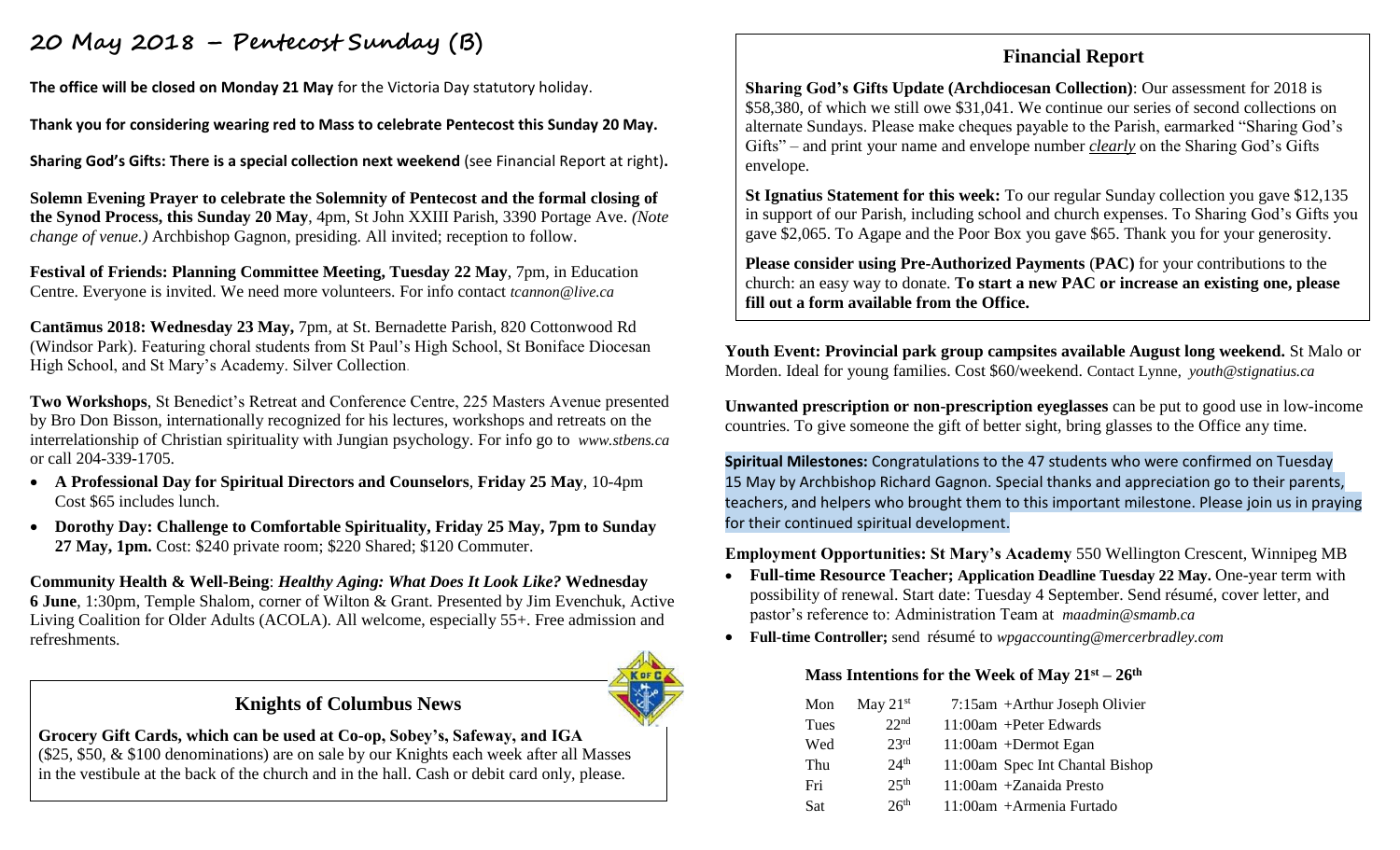# 20 May 2018 – Pentecost Sunday (B)

**The office will be closed on Monday 21 May** for the Victoria Day statutory holiday.

**Thank you for considering wearing red to Mass to celebrate Pentecost this Sunday 20 May.**

**Sharing God's Gifts: There is a special collection next weekend** (see Financial Report at right).

**Solemn Evening Prayer to celebrate the Solemnity of Pentecost and the formal closing of the Synod Process, this Sunday 20 May**, 4pm, St John XXIII Parish, 3390 Portage Ave. *(Note change of venue.)* Archbishop Gagnon, presiding. All invited; reception to follow.

**Festival of Friends: Planning Committee Meeting, Tuesday 22 May**, 7pm, in Education Centre. Everyone is invited. We need more volunteers. For info contact *tcannon@live.ca*

**Cantāmus 2018: Wednesday 23 May,** 7pm, at St. Bernadette Parish, 820 Cottonwood Rd (Windsor Park). Featuring choral students from St Paul's High School, St Boniface Diocesan High School, and St Mary's Academy. Silver Collection.

**Two Workshops**, St Benedict's Retreat and Conference Centre, 225 Masters Avenue presented by Bro Don Bisson, internationally recognized for his lectures, workshops and retreats on the interrelationship of Christian spirituality with Jungian psychology. For info go to *www.stbens.ca* or call 204-339-1705.

- **A Professional Day for Spiritual Directors and Counselors**, **Friday 25 May**, 10-4pm Cost $65 includes lunch.
- **Dorothy Day: Challenge to Comfortable Spirituality, Friday 25 May, 7pm to Sunday 27 May, 1pm.** Cost: $240 private room; $220 Shared; $120 Commuter.

**Community Health & Well-Being**: ***Healthy Aging: What Does It Look Like?*** **Wednesday 6 June**, 1:30pm, Temple Shalom, corner of Wilton & Grant. Presented by Jim Evenchuk, Active Living Coalition for Older Adults (ACOLA). All welcome, especially 55+. Free admission and refreshments.

## Knights of Columbus News

**Grocery Gift Cards, which can be used at Co-op, Sobey's, Safeway, and IGA** ($25, $50, & $100 denominations) are on sale by our Knights each week after all Masses in the vestibule at the back of the church and in the hall. Cash or debit card only, please.

## Financial Report

**Sharing God's Gifts Update (Archdiocesan Collection)**: Our assessment for 2018 is $58,380, of which we still owe $31,041. We continue our series of second collections on alternate Sundays. Please make cheques payable to the Parish, earmarked "Sharing God's Gifts" – and print your name and envelope number ***clearly*** on the Sharing God's Gifts envelope.

**St Ignatius Statement for this week:** To our regular Sunday collection you gave $12,135 in support of our Parish, including school and church expenses. To Sharing God's Gifts you gave $2,065. To Agape and the Poor Box you gave $65. Thank you for your generosity.

**Please consider using Pre-Authorized Payments (PAC)** for your contributions to the church: an easy way to donate. **To start a new PAC or increase an existing one, please fill out a form available from the Office.**

**Youth Event: Provincial park group campsites available August long weekend.** St Malo or Morden. Ideal for young families. Cost $60/weekend. Contact Lynne, *youth@stignatius.ca*

**Unwanted prescription or non-prescription eyeglasses** can be put to good use in low-income countries. To give someone the gift of better sight, bring glasses to the Office any time.

**Spiritual Milestones:** Congratulations to the 47 students who were confirmed on Tuesday 15 May by Archbishop Richard Gagnon. Special thanks and appreciation go to their parents, teachers, and helpers who brought them to this important milestone. Please join us in praying for their continued spiritual development.

**Employment Opportunities: St Mary's Academy** 550 Wellington Crescent, Winnipeg MB

- **Full-time Resource Teacher; Application Deadline Tuesday 22 May.** One-year term with possibility of renewal. Start date: Tuesday 4 September. Send résumé, cover letter, and pastor's reference to: Administration Team at *maadmin@smamb.ca*
- **Full-time Controller;** send résumé to *wpgaccounting@mercerbradley.com*

### Mass Intentions for the Week of May 21st – 26th

| | | | |
|---|---|---|---|
| Mon | May 21st | 7:15am | +Arthur Joseph Olivier |
| Tues | 22nd | 11:00am | +Peter Edwards |
| Wed | 23rd | 11:00am | +Dermot Egan |
| Thu | 24th | 11:00am | Spec Int Chantal Bishop |
| Fri | 25th | 11:00am | +Zanaida Presto |
| Sat | 26th | 11:00am | +Armenia Furtado |